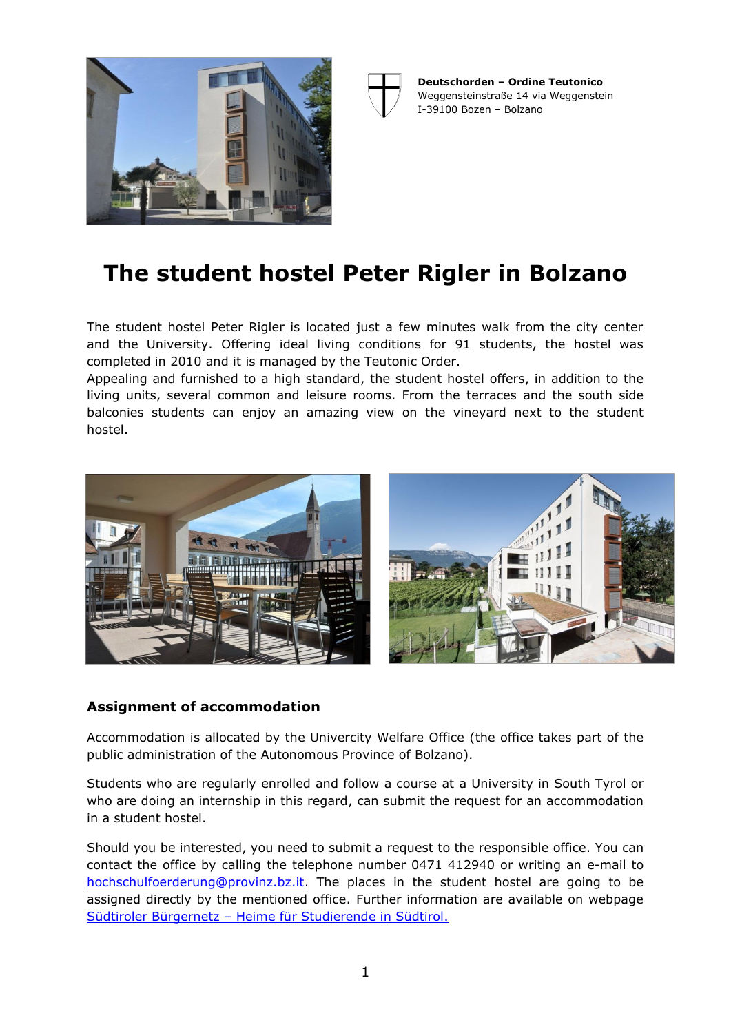**Deutschorden – Ordine Teutonico**
Weggensteinstraße 14 via Weggenstein
I-39100 Bozen – Bolzano

# The student hostel Peter Rigler in Bolzano

The student hostel Peter Rigler is located just a few minutes walk from the city center and the University. Offering ideal living conditions for 91 students, the hostel was completed in 2010 and it is managed by the Teutonic Order.
Appealing and furnished to a high standard, the student hostel offers, in addition to the living units, several common and leisure rooms. From the terraces and the south side balconies students can enjoy an amazing view on the vineyard next to the student hostel.

## Assignment of accommodation

Accommodation is allocated by the Univercity Welfare Office (the office takes part of the public administration of the Autonomous Province of Bolzano).

Students who are regularly enrolled and follow a course at a University in South Tyrol or who are doing an internship in this regard, can submit the request for an accommodation in a student hostel.

Should you be interested, you need to submit a request to the responsible office. You can contact the office by calling the telephone number 0471 412940 or writing an e-mail to hochschulfoerderung@provinz.bz.it. The places in the student hostel are going to be assigned directly by the mentioned office. Further information are available on webpage Südtiroler Bürgernetz – Heime für Studierende in Südtirol.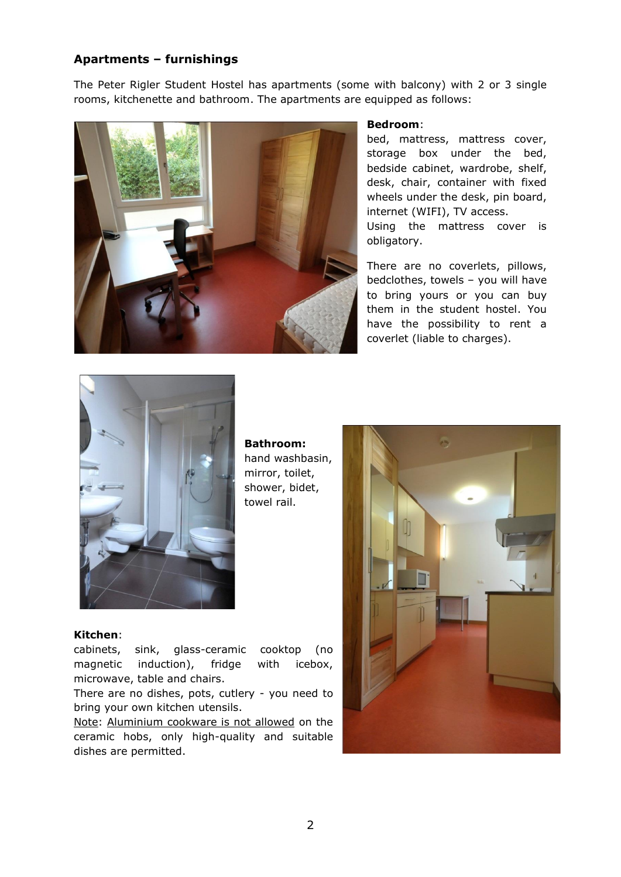## Apartments – furnishings

The Peter Rigler Student Hostel has apartments (some with balcony) with 2 or 3 single rooms, kitchenette and bathroom. The apartments are equipped as follows:

**Bedroom**:
bed, mattress, mattress cover, storage box under the bed, bedside cabinet, wardrobe, shelf, desk, chair, container with fixed wheels under the desk, pin board, internet (WIFI), TV access.
Using the mattress cover is obligatory.

There are no coverlets, pillows, bedclothes, towels – you will have to bring yours or you can buy them in the student hostel. You have the possibility to rent a coverlet (liable to charges).

**Bathroom:**
hand washbasin, mirror, toilet, shower, bidet, towel rail.

**Kitchen**:
cabinets, sink, glass-ceramic cooktop (no magnetic induction), fridge with icebox, microwave, table and chairs.
There are no dishes, pots, cutlery - you need to bring your own kitchen utensils.
Note: Aluminium cookware is not allowed on the ceramic hobs, only high-quality and suitable dishes are permitted.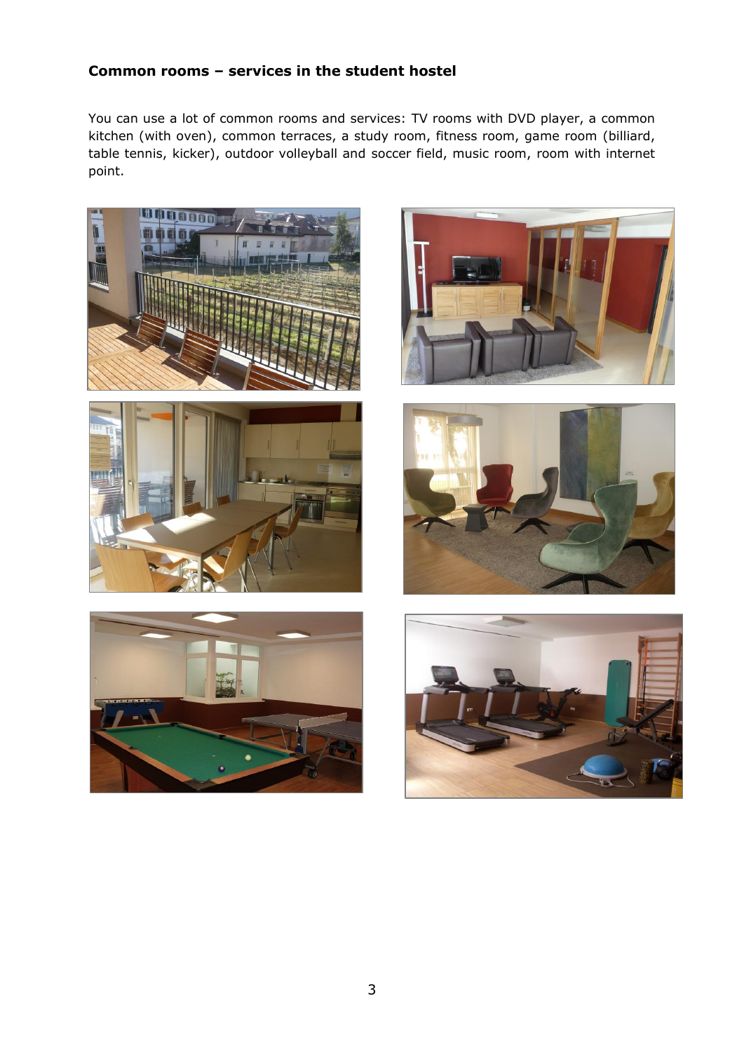**Common rooms – services in the student hostel**

You can use a lot of common rooms and services: TV rooms with DVD player, a common kitchen (with oven), common terraces, a study room, fitness room, game room (billiard, table tennis, kicker), outdoor volleyball and soccer field, music room, room with internet point.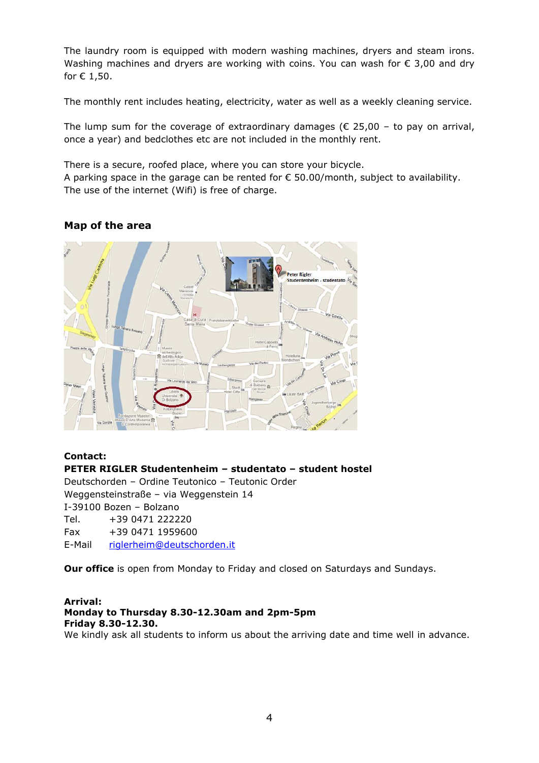The laundry room is equipped with modern washing machines, dryers and steam irons. Washing machines and dryers are working with coins. You can wash for € 3,00 and dry for € 1,50.

The monthly rent includes heating, electricity, water as well as a weekly cleaning service.

The lump sum for the coverage of extraordinary damages (€ 25,00 – to pay on arrival, once a year) and bedclothes etc are not included in the monthly rent.

There is a secure, roofed place, where you can store your bicycle.
A parking space in the garage can be rented for € 50.00/month, subject to availability.
The use of the internet (Wifi) is free of charge.

### Map of the area

**Contact:**
**PETER RIGLER Studentenheim – studentato – student hostel**
Deutschorden – Ordine Teutonico – Teutonic Order
Weggensteinstraße – via Weggenstein 14
I-39100 Bozen – Bolzano
Tel. +39 0471 222220
Fax +39 0471 1959600
E-Mail riglerheim@deutschorden.it

**Our office** is open from Monday to Friday and closed on Saturdays and Sundays.

**Arrival:**
**Monday to Thursday 8.30-12.30am and 2pm-5pm**
**Friday 8.30-12.30.**
We kindly ask all students to inform us about the arriving date and time well in advance.